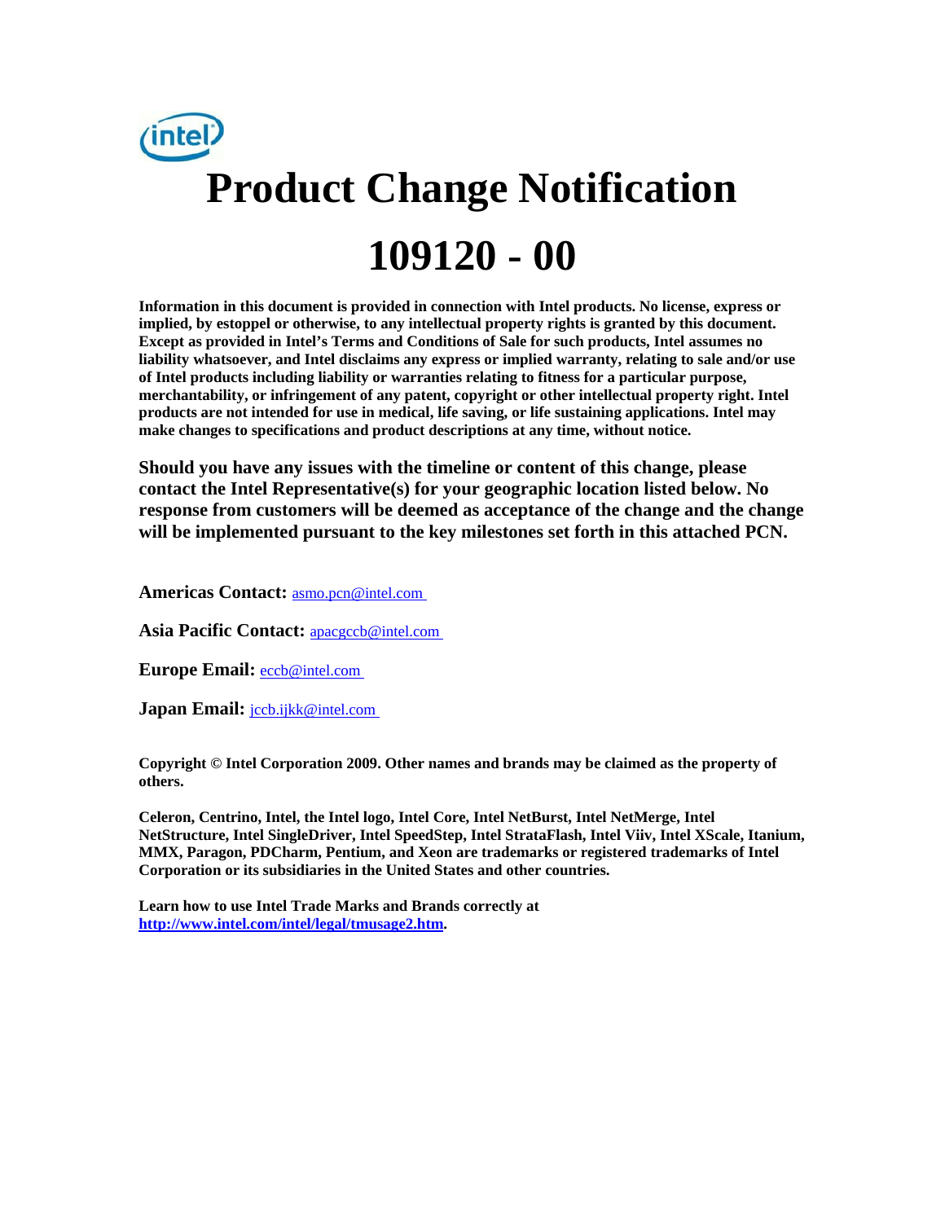# Product Change Notification

# 109120 - 00

**Information in this document is provided in connection with Intel products. No license, express or implied, by estoppel or otherwise, to any intellectual property rights is granted by this document. Except as provided in Intel's Terms and Conditions of Sale for such products, Intel assumes no liability whatsoever, and Intel disclaims any express or implied warranty, relating to sale and/or use of Intel products including liability or warranties relating to fitness for a particular purpose, merchantability, or infringement of any patent, copyright or other intellectual property right. Intel products are not intended for use in medical, life saving, or life sustaining applications. Intel may make changes to specifications and product descriptions at any time, without notice.**

**Should you have any issues with the timeline or content of this change, please contact the Intel Representative(s) for your geographic location listed below. No response from customers will be deemed as acceptance of the change and the change will be implemented pursuant to the key milestones set forth in this attached PCN.**

**Americas Contact:** asmo.pcn@intel.com

**Asia Pacific Contact:** apacgccb@intel.com

**Europe Email:** eccb@intel.com

**Japan Email:** jccb.ijkk@intel.com

**Copyright © Intel Corporation 2009. Other names and brands may be claimed as the property of others.**

**Celeron, Centrino, Intel, the Intel logo, Intel Core, Intel NetBurst, Intel NetMerge, Intel NetStructure, Intel SingleDriver, Intel SpeedStep, Intel StrataFlash, Intel Viiv, Intel XScale, Itanium, MMX, Paragon, PDCharm, Pentium, and Xeon are trademarks or registered trademarks of Intel Corporation or its subsidiaries in the United States and other countries.**

**Learn how to use Intel Trade Marks and Brands correctly at http://www.intel.com/intel/legal/tmusage2.htm.**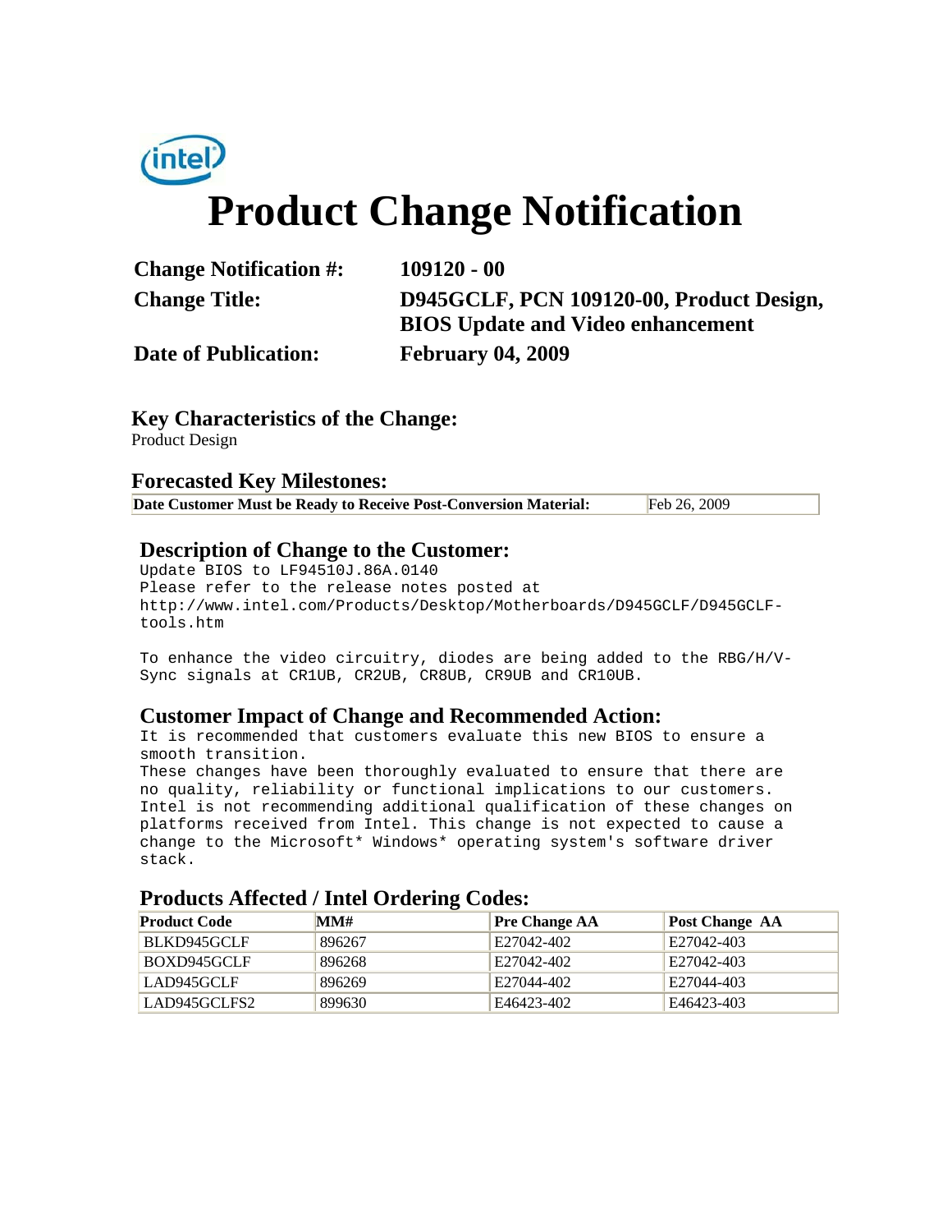# Product Change Notification

**Change Notification #:** 109120 - 00

**Change Title:** D945GCLF, PCN 109120-00, Product Design, BIOS Update and Video enhancement

**Date of Publication:** February 04, 2009

## Key Characteristics of the Change:

Product Design

## Forecasted Key Milestones:

| Date Customer Must be Ready to Receive Post-Conversion Material: | Feb 26, 2009 |
|---|---|

## Description of Change to the Customer:

Update BIOS to LF94510J.86A.0140
Please refer to the release notes posted at
http://www.intel.com/Products/Desktop/Motherboards/D945GCLF/D945GCLF-tools.htm

To enhance the video circuitry, diodes are being added to the RBG/H/V-Sync signals at CR1UB, CR2UB, CR8UB, CR9UB and CR10UB.

## Customer Impact of Change and Recommended Action:

It is recommended that customers evaluate this new BIOS to ensure a smooth transition.
These changes have been thoroughly evaluated to ensure that there are no quality, reliability or functional implications to our customers. Intel is not recommending additional qualification of these changes on platforms received from Intel. This change is not expected to cause a change to the Microsoft* Windows* operating system's software driver stack.

## Products Affected / Intel Ordering Codes:

| Product Code | MM# | Pre Change AA | Post Change AA |
|---|---|---|---|
| BLKD945GCLF | 896267 | E27042-402 | E27042-403 |
| BOXD945GCLF | 896268 | E27042-402 | E27042-403 |
| LAD945GCLF | 896269 | E27044-402 | E27044-403 |
| LAD945GCLFS2 | 899630 | E46423-402 | E46423-403 |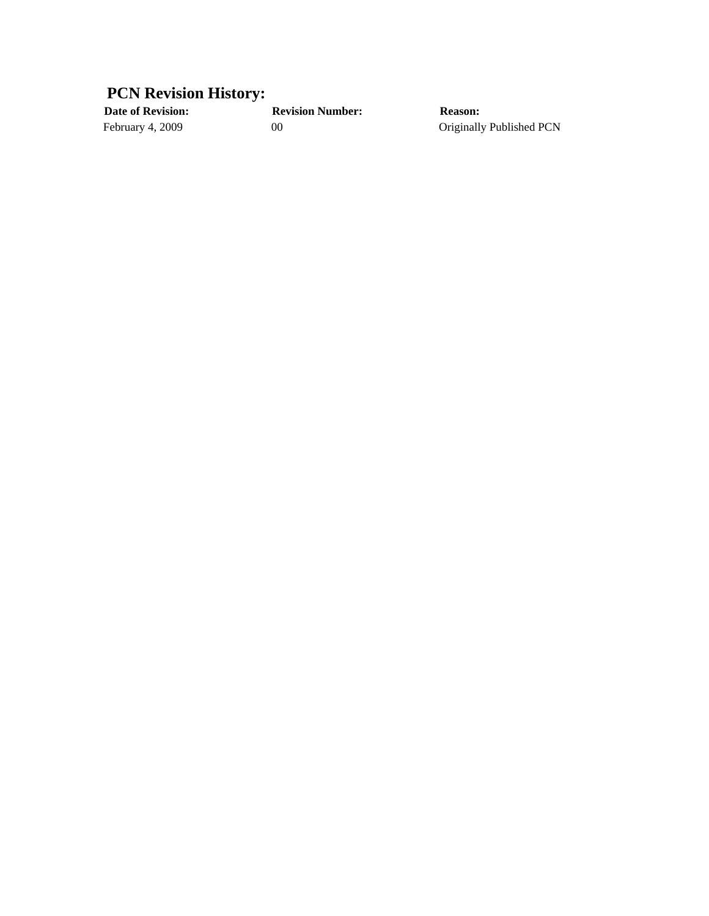## PCN Revision History:

| Date of Revision: | Revision Number: | Reason: |
|---|---|---|
| February 4, 2009 | 00 | Originally Published PCN |